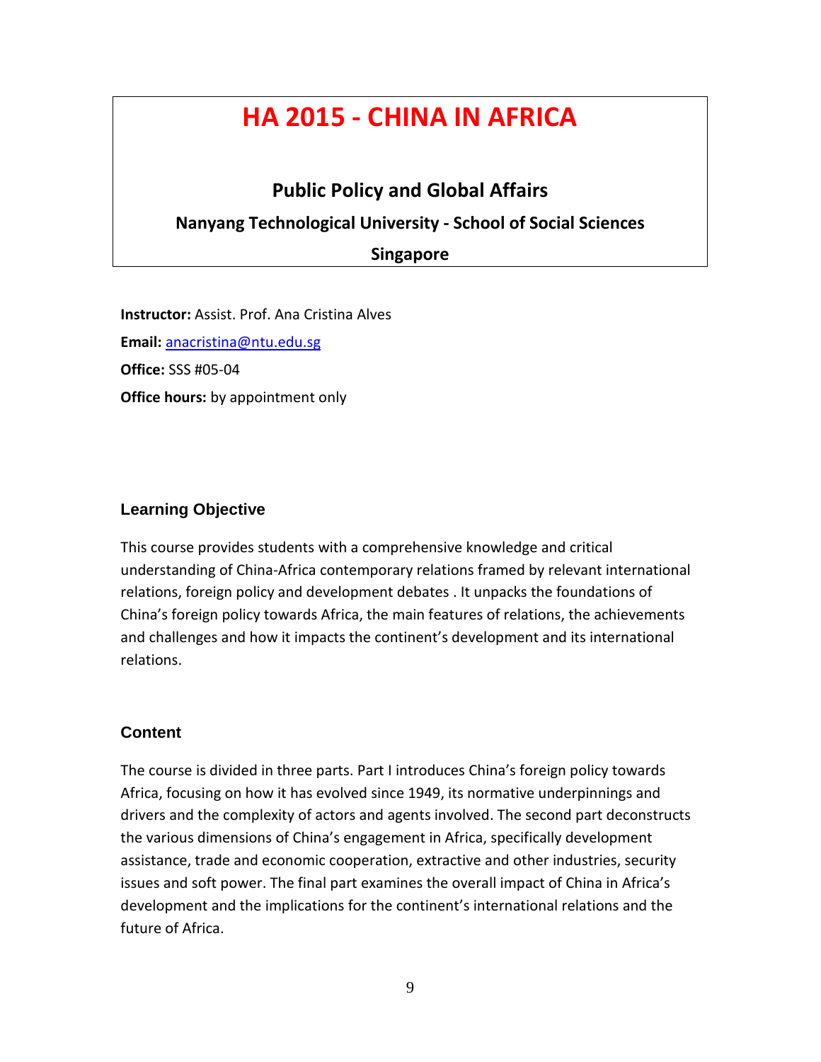# HA 2015 - CHINA IN AFRICA

## Public Policy and Global Affairs

### Nanyang Technological University - School of Social Sciences

### Singapore

**Instructor:** Assist. Prof. Ana Cristina Alves

**Email:** anacristina@ntu.edu.sg

**Office:** SSS #05-04

**Office hours:** by appointment only

### Learning Objective

This course provides students with a comprehensive knowledge and critical understanding of China-Africa contemporary relations framed by relevant international relations, foreign policy and development debates . It unpacks the foundations of China's foreign policy towards Africa, the main features of relations, the achievements and challenges and how it impacts the continent's development and its international relations.

### Content

The course is divided in three parts. Part I introduces China's foreign policy towards Africa, focusing on how it has evolved since 1949, its normative underpinnings and drivers and the complexity of actors and agents involved. The second part deconstructs the various dimensions of China's engagement in Africa, specifically development assistance, trade and economic cooperation, extractive and other industries, security issues and soft power. The final part examines the overall impact of China in Africa's development and the implications for the continent's international relations and the future of Africa.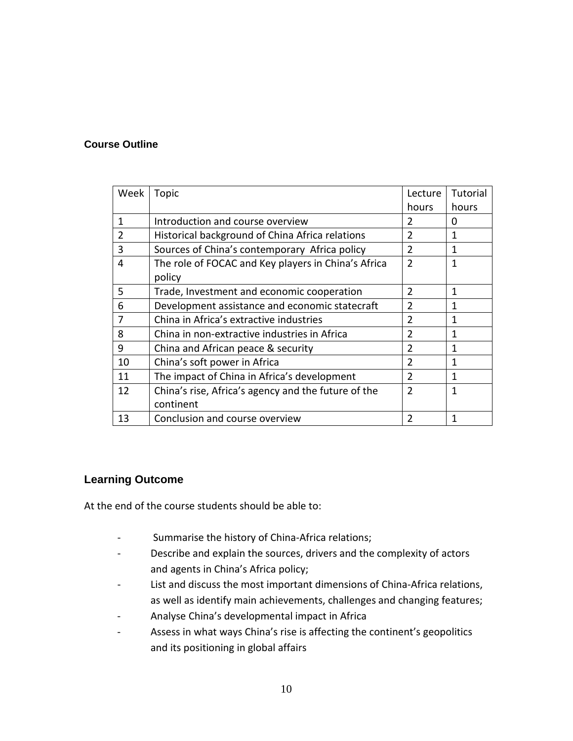## Course Outline

| Week | Topic | Lecture hours | Tutorial hours |
|---|---|---|---|
| 1 | Introduction and course overview | 2 | 0 |
| 2 | Historical background of China Africa relations | 2 | 1 |
| 3 | Sources of China's contemporary Africa policy | 2 | 1 |
| 4 | The role of FOCAC and Key players in China's Africa policy | 2 | 1 |
| 5 | Trade, Investment and economic cooperation | 2 | 1 |
| 6 | Development assistance and economic statecraft | 2 | 1 |
| 7 | China in Africa's extractive industries | 2 | 1 |
| 8 | China in non-extractive industries in Africa | 2 | 1 |
| 9 | China and African peace & security | 2 | 1 |
| 10 | China's soft power in Africa | 2 | 1 |
| 11 | The impact of China in Africa's development | 2 | 1 |
| 12 | China's rise, Africa's agency and the future of the continent | 2 | 1 |
| 13 | Conclusion and course overview | 2 | 1 |

## Learning Outcome

At the end of the course students should be able to:

- Summarise the history of China-Africa relations;
- Describe and explain the sources, drivers and the complexity of actors and agents in China's Africa policy;
- List and discuss the most important dimensions of China-Africa relations, as well as identify main achievements, challenges and changing features;
- Analyse China's developmental impact in Africa
- Assess in what ways China's rise is affecting the continent's geopolitics and its positioning in global affairs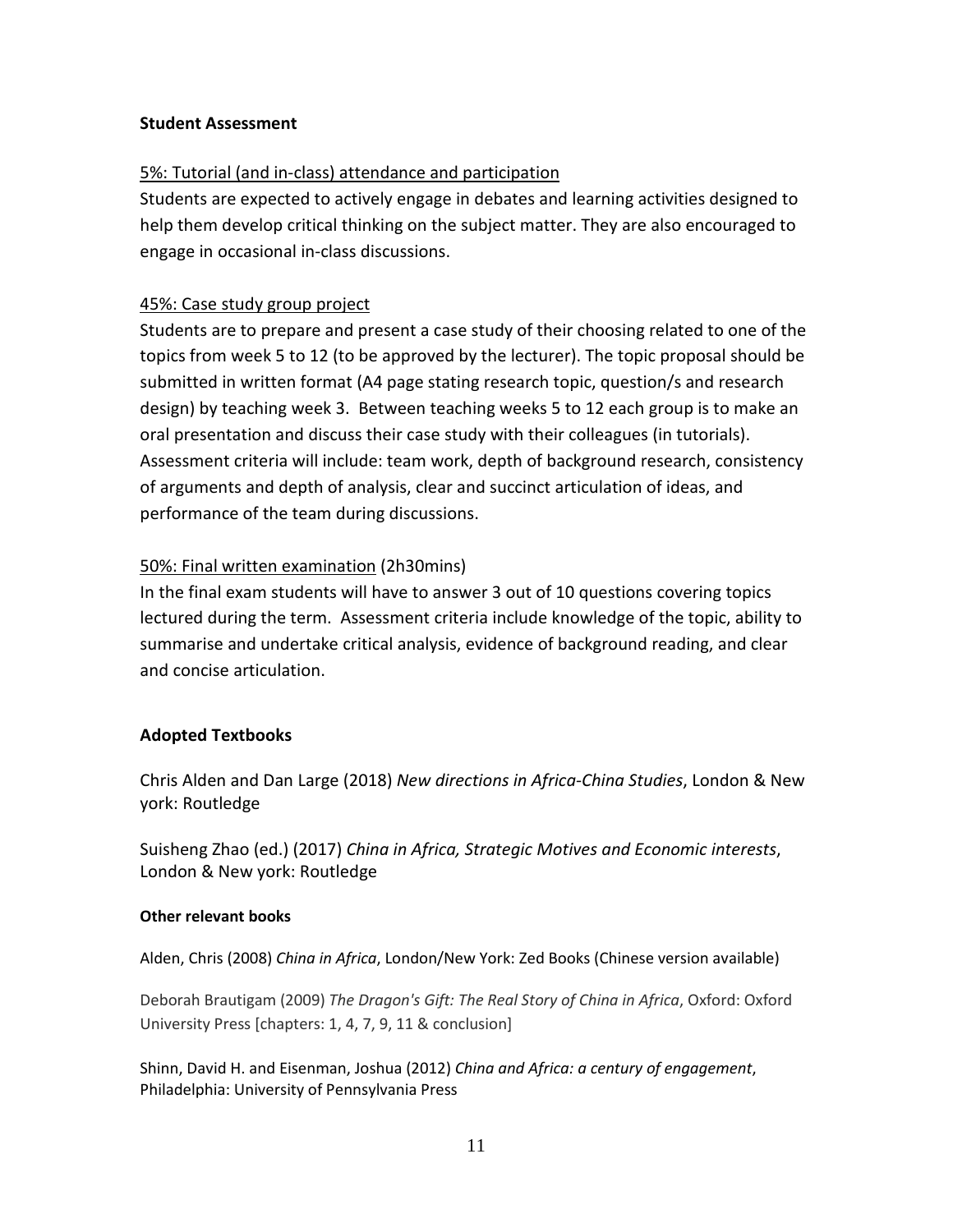## Student Assessment

5%: Tutorial (and in-class) attendance and participation

Students are expected to actively engage in debates and learning activities designed to help them develop critical thinking on the subject matter. They are also encouraged to engage in occasional in-class discussions.

45%: Case study group project

Students are to prepare and present a case study of their choosing related to one of the topics from week 5 to 12 (to be approved by the lecturer). The topic proposal should be submitted in written format (A4 page stating research topic, question/s and research design) by teaching week 3. Between teaching weeks 5 to 12 each group is to make an oral presentation and discuss their case study with their colleagues (in tutorials). Assessment criteria will include: team work, depth of background research, consistency of arguments and depth of analysis, clear and succinct articulation of ideas, and performance of the team during discussions.

50%: Final written examination (2h30mins)

In the final exam students will have to answer 3 out of 10 questions covering topics lectured during the term. Assessment criteria include knowledge of the topic, ability to summarise and undertake critical analysis, evidence of background reading, and clear and concise articulation.

## Adopted Textbooks

Chris Alden and Dan Large (2018) *New directions in Africa-China Studies*, London & New york: Routledge

Suisheng Zhao (ed.) (2017) *China in Africa, Strategic Motives and Economic interests*, London & New york: Routledge

### Other relevant books

Alden, Chris (2008) *China in Africa*, London/New York: Zed Books (Chinese version available)

Deborah Brautigam (2009) *The Dragon's Gift: The Real Story of China in Africa*, Oxford: Oxford University Press [chapters: 1, 4, 7, 9, 11 & conclusion]

Shinn, David H. and Eisenman, Joshua (2012) *China and Africa: a century of engagement*, Philadelphia: University of Pennsylvania Press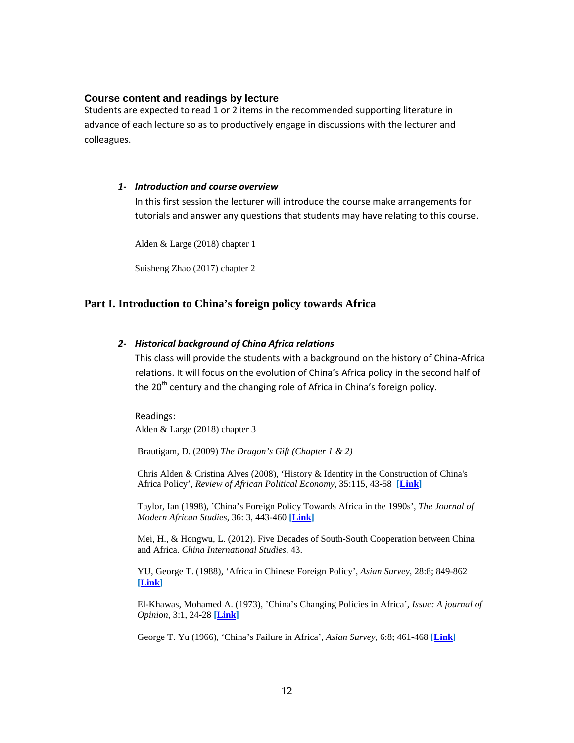### Course content and readings by lecture

Students are expected to read 1 or 2 items in the recommended supporting literature in advance of each lecture so as to productively engage in discussions with the lecturer and colleagues.

#### *1- Introduction and course overview*

In this first session the lecturer will introduce the course make arrangements for tutorials and answer any questions that students may have relating to this course.

Alden & Large (2018) chapter 1

Suisheng Zhao (2017) chapter 2

## Part I. Introduction to China's foreign policy towards Africa

#### *2- Historical background of China Africa relations*

This class will provide the students with a background on the history of China-Africa relations. It will focus on the evolution of China's Africa policy in the second half of the 20th century and the changing role of Africa in China's foreign policy.

Readings:

Alden & Large (2018) chapter 3

Brautigam, D. (2009) *The Dragon's Gift (Chapter 1 & 2)*

Chris Alden & Cristina Alves (2008), 'History & Identity in the Construction of China's Africa Policy', *Review of African Political Economy*, 35:115, 43-58 **[Link]**

Taylor, Ian (1998), 'China's Foreign Policy Towards Africa in the 1990s', *The Journal of Modern African Studies*, 36: 3, 443-460 **[Link]**

Mei, H., & Hongwu, L. (2012). Five Decades of South-South Cooperation between China and Africa. *China International Studies*, 43.

YU, George T. (1988), 'Africa in Chinese Foreign Policy', *Asian Survey*, 28:8; 849-862 **[Link]**

El-Khawas, Mohamed A. (1973), 'China's Changing Policies in Africa', *Issue: A journal of Opinion*, 3:1, 24-28 **[Link]**

George T. Yu (1966), 'China's Failure in Africa', *Asian Survey*, 6:8; 461-468 **[Link]**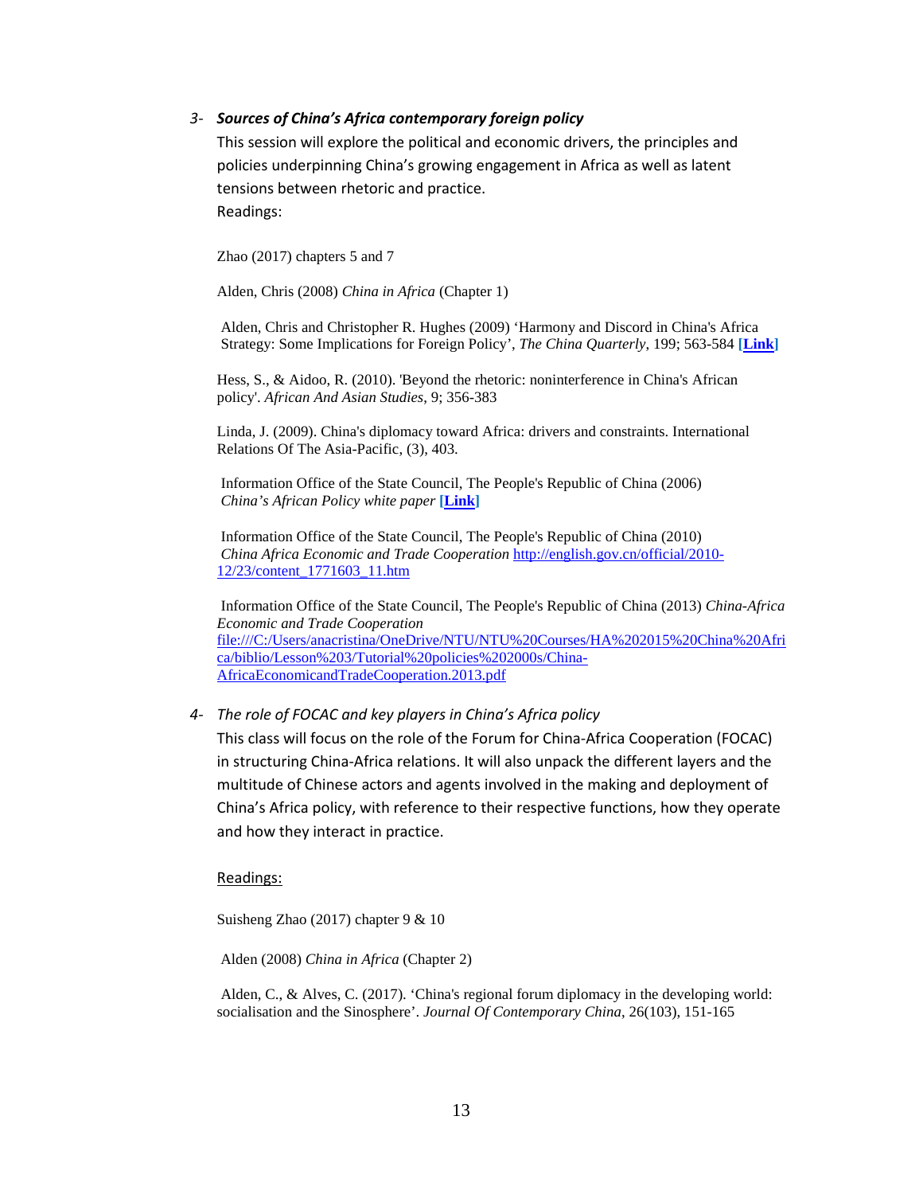### 3- *Sources of China's Africa contemporary foreign policy*

This session will explore the political and economic drivers, the principles and policies underpinning China's growing engagement in Africa as well as latent tensions between rhetoric and practice.

Readings:

Zhao (2017) chapters 5 and 7

Alden, Chris (2008) *China in Africa* (Chapter 1)

Alden, Chris and Christopher R. Hughes (2009) 'Harmony and Discord in China's Africa Strategy: Some Implications for Foreign Policy', *The China Quarterly*, 199; 563-584 **[Link]**

Hess, S., & Aidoo, R. (2010). 'Beyond the rhetoric: noninterference in China's African policy'. *African And Asian Studies*, 9; 356-383

Linda, J. (2009). China's diplomacy toward Africa: drivers and constraints. International Relations Of The Asia-Pacific, (3), 403.

Information Office of the State Council, The People's Republic of China (2006) *China's African Policy white paper* **[Link]**

Information Office of the State Council, The People's Republic of China (2010) *China Africa Economic and Trade Cooperation* http://english.gov.cn/official/2010-12/23/content_1771603_11.htm

Information Office of the State Council, The People's Republic of China (2013) *China-Africa Economic and Trade Cooperation* file:///C:/Users/anacristina/OneDrive/NTU/NTU%20Courses/HA%202015%20China%20Africa/biblio/Lesson%203/Tutorial%20policies%202000s/China-AfricaEconomicandTradeCooperation.2013.pdf

### 4- *The role of FOCAC and key players in China's Africa policy*

This class will focus on the role of the Forum for China-Africa Cooperation (FOCAC) in structuring China-Africa relations. It will also unpack the different layers and the multitude of Chinese actors and agents involved in the making and deployment of China's Africa policy, with reference to their respective functions, how they operate and how they interact in practice.

Readings:

Suisheng Zhao (2017) chapter 9 & 10

Alden (2008) *China in Africa* (Chapter 2)

Alden, C., & Alves, C. (2017). 'China's regional forum diplomacy in the developing world: socialisation and the Sinosphere'. *Journal Of Contemporary China*, 26(103), 151-165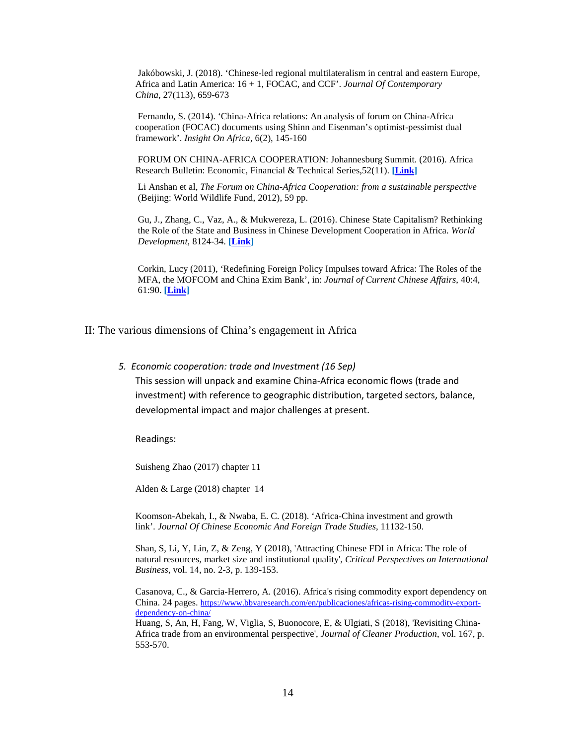Jakóbowski, J. (2018). 'Chinese-led regional multilateralism in central and eastern Europe, Africa and Latin America: 16 + 1, FOCAC, and CCF'. *Journal Of Contemporary China*, 27(113), 659-673

Fernando, S. (2014). 'China-Africa relations: An analysis of forum on China-Africa cooperation (FOCAC) documents using Shinn and Eisenman's optimist-pessimist dual framework'. *Insight On Africa*, 6(2), 145-160

FORUM ON CHINA-AFRICA COOPERATION: Johannesburg Summit. (2016). Africa Research Bulletin: Economic, Financial & Technical Series,52(11). **[Link]**

Li Anshan et al, *The Forum on China-Africa Cooperation: from a sustainable perspective* (Beijing: World Wildlife Fund, 2012), 59 pp.

Gu, J., Zhang, C., Vaz, A., & Mukwereza, L. (2016). Chinese State Capitalism? Rethinking the Role of the State and Business in Chinese Development Cooperation in Africa. *World Development*, 8124-34. **[Link]**

Corkin, Lucy (2011), 'Redefining Foreign Policy Impulses toward Africa: The Roles of the MFA, the MOFCOM and China Exim Bank', in: *Journal of Current Chinese Affairs*, 40:4, 61:90. **[Link]**

## II: The various dimensions of China's engagement in Africa

### *5. Economic cooperation: trade and Investment (16 Sep)*

This session will unpack and examine China-Africa economic flows (trade and investment) with reference to geographic distribution, targeted sectors, balance, developmental impact and major challenges at present.

Readings:

Suisheng Zhao (2017) chapter 11

Alden & Large (2018) chapter 14

Koomson-Abekah, I., & Nwaba, E. C. (2018). 'Africa-China investment and growth link'. *Journal Of Chinese Economic And Foreign Trade Studies*, 11132-150.

Shan, S, Li, Y, Lin, Z, & Zeng, Y (2018), 'Attracting Chinese FDI in Africa: The role of natural resources, market size and institutional quality', *Critical Perspectives on International Business*, vol. 14, no. 2-3, p. 139-153.

Casanova, C., & Garcia-Herrero, A. (2016). Africa's rising commodity export dependency on China. 24 pages. https://www.bbvaresearch.com/en/publicaciones/africas-rising-commodity-export-dependency-on-china/

Huang, S, An, H, Fang, W, Viglia, S, Buonocore, E, & Ulgiati, S (2018), 'Revisiting China-Africa trade from an environmental perspective', *Journal of Cleaner Production*, vol. 167, p. 553-570.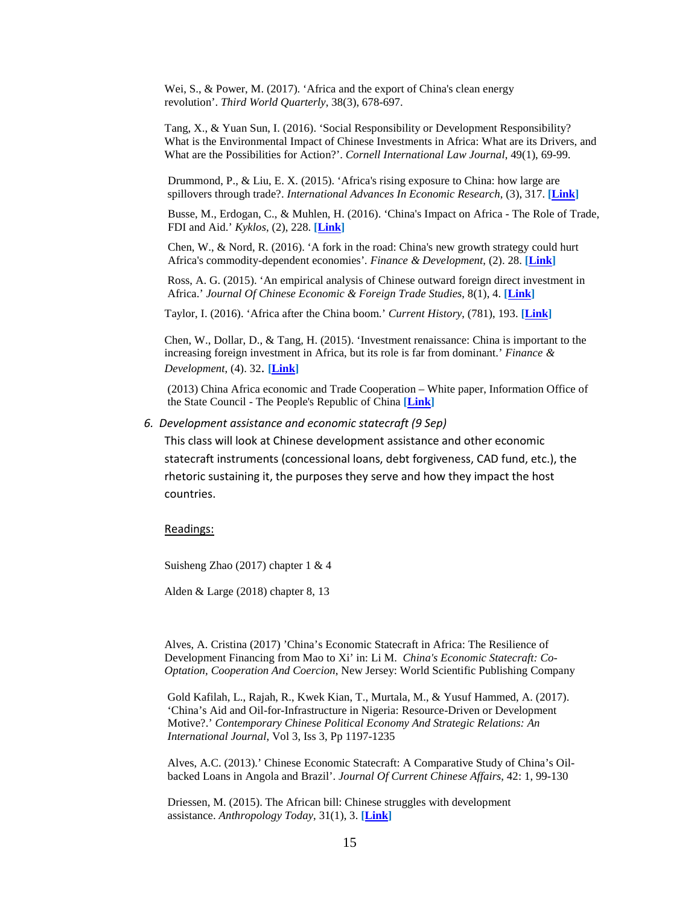Wei, S., & Power, M. (2017). 'Africa and the export of China's clean energy revolution'. *Third World Quarterly*, 38(3), 678-697.

Tang, X., & Yuan Sun, I. (2016). 'Social Responsibility or Development Responsibility? What is the Environmental Impact of Chinese Investments in Africa: What are its Drivers, and What are the Possibilities for Action?'. *Cornell International Law Journal*, 49(1), 69-99.

Drummond, P., & Liu, E. X. (2015). 'Africa's rising exposure to China: how large are spillovers through trade?. *International Advances In Economic Research*, (3), 317. **[Link]**

Busse, M., Erdogan, C., & Muhlen, H. (2016). 'China's Impact on Africa - The Role of Trade, FDI and Aid.' *Kyklos*, (2), 228. **[Link]**

Chen, W., & Nord, R. (2016). 'A fork in the road: China's new growth strategy could hurt Africa's commodity-dependent economies'. *Finance & Development*, (2). 28. **[Link]**

Ross, A. G. (2015). 'An empirical analysis of Chinese outward foreign direct investment in Africa.' *Journal Of Chinese Economic & Foreign Trade Studies*, 8(1), 4. **[Link]**

Taylor, I. (2016). 'Africa after the China boom.' *Current History*, (781), 193. **[Link]**

Chen, W., Dollar, D., & Tang, H. (2015). 'Investment renaissance: China is important to the increasing foreign investment in Africa, but its role is far from dominant.' *Finance & Development*, (4). 32. **[Link]**

(2013) China Africa economic and Trade Cooperation – White paper, Information Office of the State Council - The People's Republic of China **[Link]**

### *6. Development assistance and economic statecraft (9 Sep)*

This class will look at Chinese development assistance and other economic statecraft instruments (concessional loans, debt forgiveness, CAD fund, etc.), the rhetoric sustaining it, the purposes they serve and how they impact the host countries.

Readings:

Suisheng Zhao (2017) chapter 1 & 4

Alden & Large (2018) chapter 8, 13

Alves, A. Cristina (2017) 'China's Economic Statecraft in Africa: The Resilience of Development Financing from Mao to Xi' in: Li M. *China's Economic Statecraft: Co-Optation, Cooperation And Coercion*, New Jersey: World Scientific Publishing Company

Gold Kafilah, L., Rajah, R., Kwek Kian, T., Murtala, M., & Yusuf Hammed, A. (2017). 'China's Aid and Oil-for-Infrastructure in Nigeria: Resource-Driven or Development Motive?.' *Contemporary Chinese Political Economy And Strategic Relations: An International Journal*, Vol 3, Iss 3, Pp 1197-1235

Alves, A.C. (2013).' Chinese Economic Statecraft: A Comparative Study of China's Oil-backed Loans in Angola and Brazil'. *Journal Of Current Chinese Affairs*, 42: 1, 99-130

Driessen, M. (2015). The African bill: Chinese struggles with development assistance. *Anthropology Today*, 31(1), 3. **[Link]**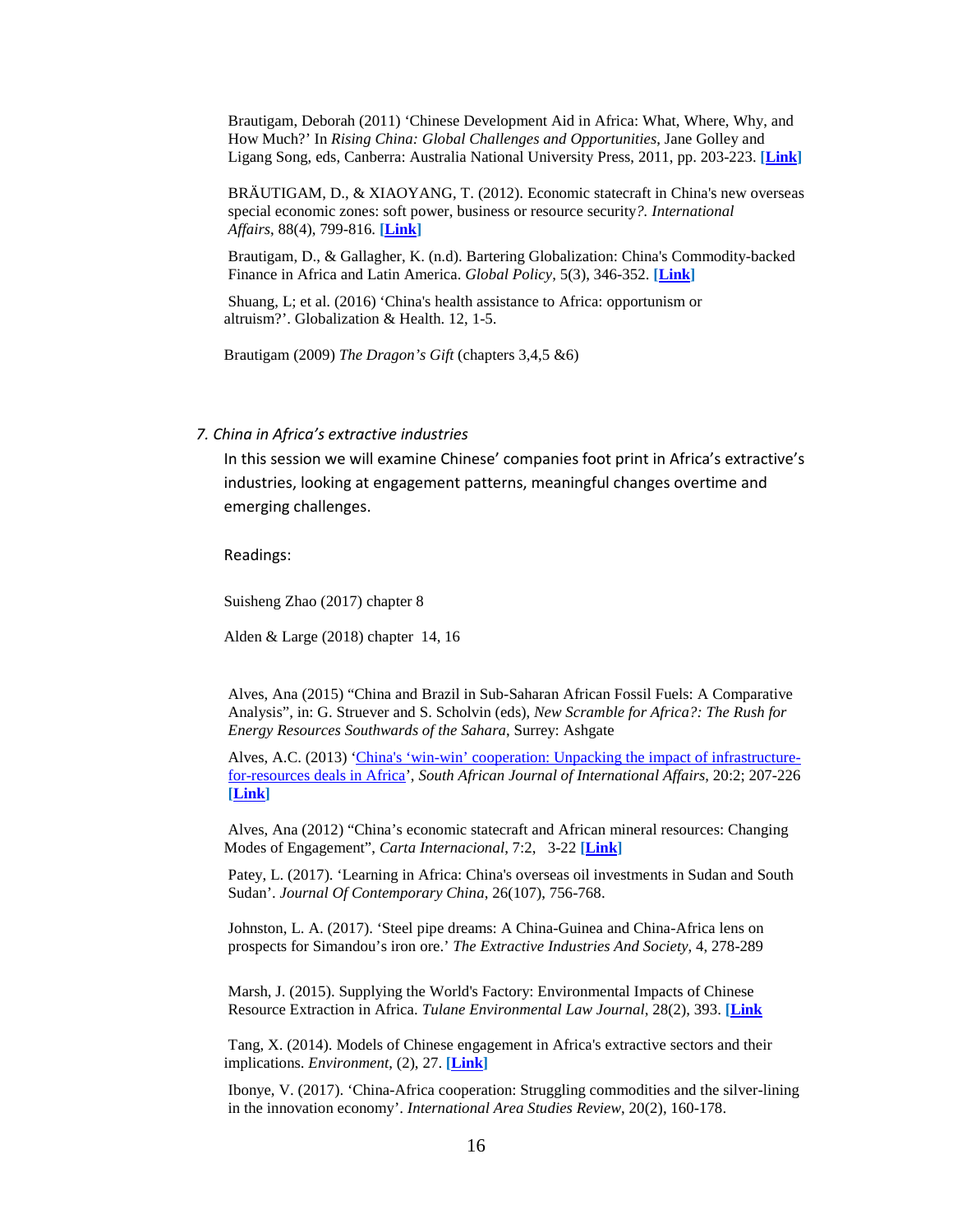Brautigam, Deborah (2011) 'Chinese Development Aid in Africa: What, Where, Why, and How Much?' In *Rising China: Global Challenges and Opportunities*, Jane Golley and Ligang Song, eds, Canberra: Australia National University Press, 2011, pp. 203-223. **[Link]**

BRÄUTIGAM, D., & XIAOYANG, T. (2012). Economic statecraft in China's new overseas special economic zones: soft power, business or resource security*?. International Affairs*, 88(4), 799-816. **[Link]**

Brautigam, D., & Gallagher, K. (n.d). Bartering Globalization: China's Commodity-backed Finance in Africa and Latin America. *Global Policy*, 5(3), 346-352. **[Link]**

Shuang, L; et al. (2016) 'China's health assistance to Africa: opportunism or altruism?'. Globalization & Health. 12, 1-5.

Brautigam (2009) *The Dragon's Gift* (chapters 3,4,5 &6)

### *7. China in Africa's extractive industries*

In this session we will examine Chinese' companies foot print in Africa's extractive's industries, looking at engagement patterns, meaningful changes overtime and emerging challenges.

Readings:

Suisheng Zhao (2017) chapter 8

Alden & Large (2018) chapter 14, 16

Alves, Ana (2015) "China and Brazil in Sub-Saharan African Fossil Fuels: A Comparative Analysis", in: G. Struever and S. Scholvin (eds), *New Scramble for Africa?: The Rush for Energy Resources Southwards of the Sahara*, Surrey: Ashgate

Alves, A.C. (2013) 'China's 'win-win' cooperation: Unpacking the impact of infrastructure-for-resources deals in Africa', *South African Journal of International Affairs*, 20:2; 207-226 **[Link]**

Alves, Ana (2012) "China's economic statecraft and African mineral resources: Changing Modes of Engagement", *Carta Internacional*, 7:2, 3-22 **[Link]**

Patey, L. (2017). 'Learning in Africa: China's overseas oil investments in Sudan and South Sudan'. *Journal Of Contemporary China*, 26(107), 756-768.

Johnston, L. A. (2017). 'Steel pipe dreams: A China-Guinea and China-Africa lens on prospects for Simandou's iron ore.' *The Extractive Industries And Society*, 4, 278-289

Marsh, J. (2015). Supplying the World's Factory: Environmental Impacts of Chinese Resource Extraction in Africa. *Tulane Environmental Law Journal*, 28(2), 393. **[Link**

Tang, X. (2014). Models of Chinese engagement in Africa's extractive sectors and their implications. *Environment*, (2), 27. **[Link]**

Ibonye, V. (2017). 'China-Africa cooperation: Struggling commodities and the silver-lining in the innovation economy'. *International Area Studies Review*, 20(2), 160-178.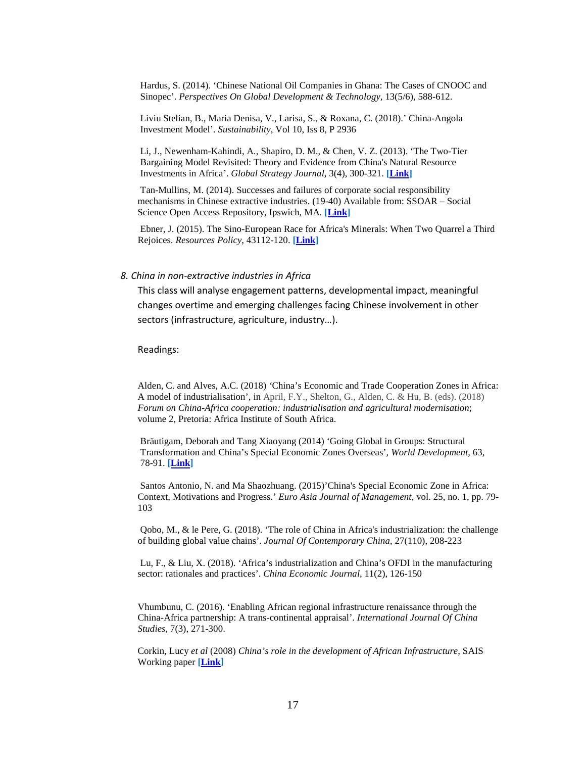Hardus, S. (2014). 'Chinese National Oil Companies in Ghana: The Cases of CNOOC and Sinopec'. *Perspectives On Global Development & Technology*, 13(5/6), 588-612.

Liviu Stelian, B., Maria Denisa, V., Larisa, S., & Roxana, C. (2018).' China-Angola Investment Model'. *Sustainability*, Vol 10, Iss 8, P 2936

Li, J., Newenham-Kahindi, A., Shapiro, D. M., & Chen, V. Z. (2013). 'The Two-Tier Bargaining Model Revisited: Theory and Evidence from China's Natural Resource Investments in Africa'. *Global Strategy Journal*, 3(4), 300-321. **[Link]**

Tan-Mullins, M. (2014). Successes and failures of corporate social responsibility mechanisms in Chinese extractive industries. (19-40) Available from: SSOAR – Social Science Open Access Repository, Ipswich, MA. **[Link]**

Ebner, J. (2015). The Sino-European Race for Africa's Minerals: When Two Quarrel a Third Rejoices. *Resources Policy*, 43112-120. **[Link]**

*8. China in non-extractive industries in Africa*

This class will analyse engagement patterns, developmental impact, meaningful changes overtime and emerging challenges facing Chinese involvement in other sectors (infrastructure, agriculture, industry…).

Readings:

Alden, C. and Alves, A.C. (2018) 'China's Economic and Trade Cooperation Zones in Africa: A model of industrialisation', in April, F.Y., Shelton, G., Alden, C. & Hu, B. (eds). (2018) *Forum on China-Africa cooperation: industrialisation and agricultural modernisation*; volume 2, Pretoria: Africa Institute of South Africa.

Bräutigam, Deborah and Tang Xiaoyang (2014) 'Going Global in Groups: Structural Transformation and China's Special Economic Zones Overseas', *World Development*, 63, 78-91. **[Link]**

Santos Antonio, N. and Ma Shaozhuang. (2015)'China's Special Economic Zone in Africa: Context, Motivations and Progress.' *Euro Asia Journal of Management*, vol. 25, no. 1, pp. 79-103

Qobo, M., & le Pere, G. (2018). 'The role of China in Africa's industrialization: the challenge of building global value chains'. *Journal Of Contemporary China*, 27(110), 208-223

Lu, F., & Liu, X. (2018). 'Africa's industrialization and China's OFDI in the manufacturing sector: rationales and practices'. *China Economic Journal*, 11(2), 126-150

Vhumbunu, C. (2016). 'Enabling African regional infrastructure renaissance through the China-Africa partnership: A trans-continental appraisal'. *International Journal Of China Studies*, 7(3), 271-300.

Corkin, Lucy *et al* (2008) *China's role in the development of African Infrastructure*, SAIS Working paper **[Link]**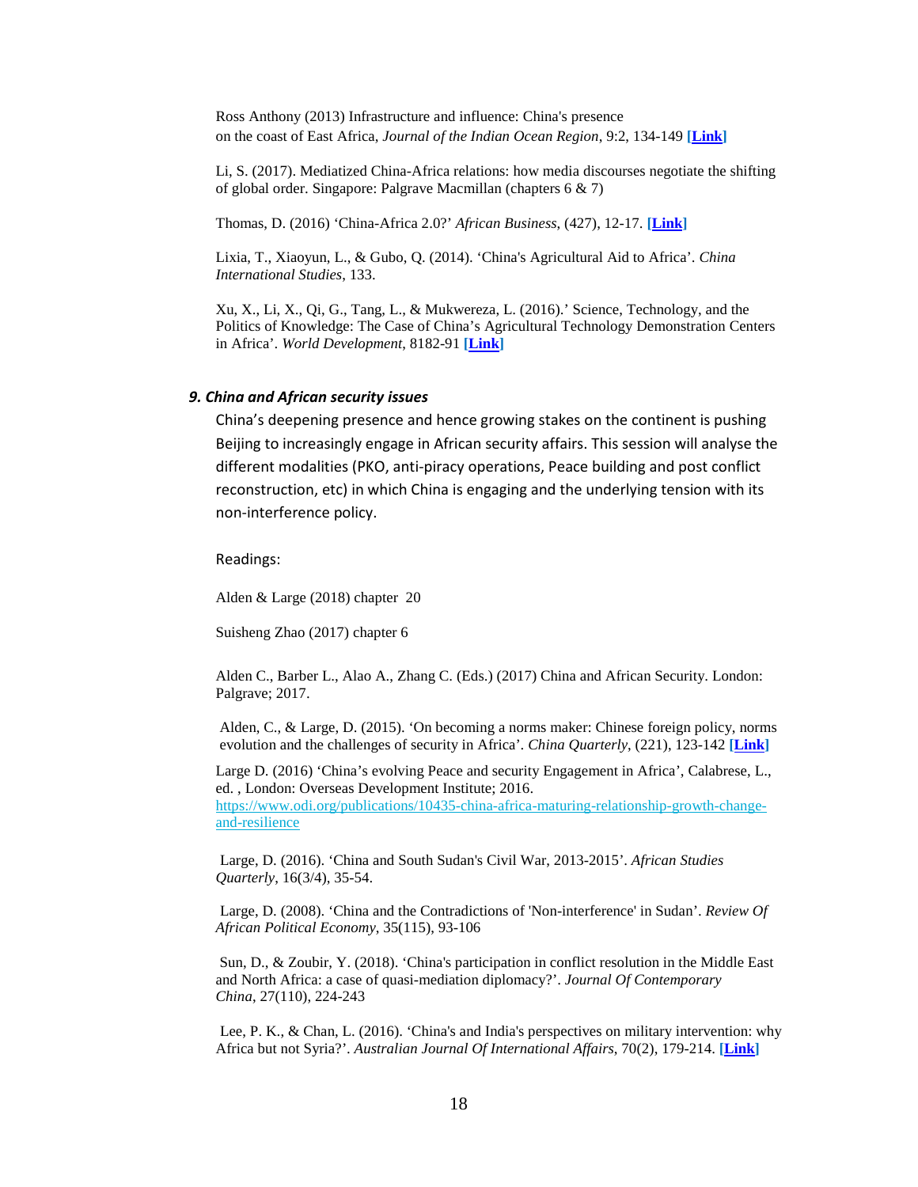Ross Anthony (2013) Infrastructure and influence: China's presence on the coast of East Africa, *Journal of the Indian Ocean Region*, 9:2, 134-149 **[Link]**

Li, S. (2017). Mediatized China-Africa relations: how media discourses negotiate the shifting of global order. Singapore: Palgrave Macmillan (chapters 6 & 7)

Thomas, D. (2016) 'China-Africa 2.0?' *African Business*, (427), 12-17. **[Link]**

Lixia, T., Xiaoyun, L., & Gubo, Q. (2014). 'China's Agricultural Aid to Africa'. *China International Studies*, 133.

Xu, X., Li, X., Qi, G., Tang, L., & Mukwereza, L. (2016).' Science, Technology, and the Politics of Knowledge: The Case of China's Agricultural Technology Demonstration Centers in Africa'. *World Development*, 8182-91 **[Link]**

### *9. China and African security issues*

China's deepening presence and hence growing stakes on the continent is pushing Beijing to increasingly engage in African security affairs. This session will analyse the different modalities (PKO, anti-piracy operations, Peace building and post conflict reconstruction, etc) in which China is engaging and the underlying tension with its non-interference policy.

Readings:

Alden & Large (2018) chapter 20

Suisheng Zhao (2017) chapter 6

Alden C., Barber L., Alao A., Zhang C. (Eds.) (2017) China and African Security. London: Palgrave; 2017.

Alden, C., & Large, D. (2015). 'On becoming a norms maker: Chinese foreign policy, norms evolution and the challenges of security in Africa'. *China Quarterly*, (221), 123-142 **[Link]**

Large D. (2016) 'China's evolving Peace and security Engagement in Africa', Calabrese, L., ed. , London: Overseas Development Institute; 2016. https://www.odi.org/publications/10435-china-africa-maturing-relationship-growth-change-and-resilience

Large, D. (2016). 'China and South Sudan's Civil War, 2013-2015'. *African Studies Quarterly*, 16(3/4), 35-54.

Large, D. (2008). 'China and the Contradictions of 'Non-interference' in Sudan'. *Review Of African Political Economy*, 35(115), 93-106

Sun, D., & Zoubir, Y. (2018). 'China's participation in conflict resolution in the Middle East and North Africa: a case of quasi-mediation diplomacy?'. *Journal Of Contemporary China*, 27(110), 224-243

Lee, P. K., & Chan, L. (2016). 'China's and India's perspectives on military intervention: why Africa but not Syria?'. *Australian Journal Of International Affairs*, 70(2), 179-214. **[Link]**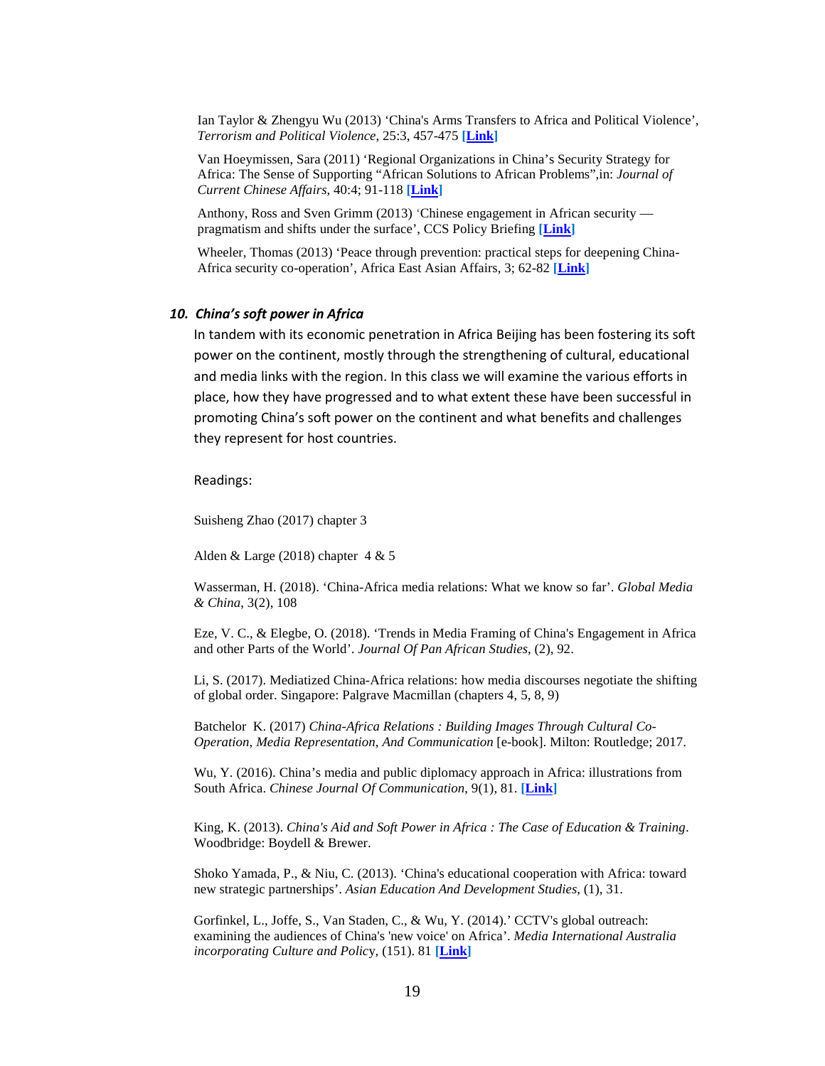Ian Taylor & Zhengyu Wu (2013) 'China's Arms Transfers to Africa and Political Violence', *Terrorism and Political Violence*, 25:3, 457-475 **[Link]**

Van Hoeymissen, Sara (2011) 'Regional Organizations in China's Security Strategy for Africa: The Sense of Supporting "African Solutions to African Problems",in: *Journal of Current Chinese Affairs*, 40:4; 91-118 **[Link]**

Anthony, Ross and Sven Grimm (2013) 'Chinese engagement in African security — pragmatism and shifts under the surface', CCS Policy Briefing **[Link]**

Wheeler, Thomas (2013) 'Peace through prevention: practical steps for deepening China-Africa security co-operation', Africa East Asian Affairs, 3; 62-82 **[Link]**

### ***10. China's soft power in Africa***

In tandem with its economic penetration in Africa Beijing has been fostering its soft power on the continent, mostly through the strengthening of cultural, educational and media links with the region. In this class we will examine the various efforts in place, how they have progressed and to what extent these have been successful in promoting China's soft power on the continent and what benefits and challenges they represent for host countries.

Readings:

Suisheng Zhao (2017) chapter 3

Alden & Large (2018) chapter 4 & 5

Wasserman, H. (2018). 'China-Africa media relations: What we know so far'. *Global Media & China*, 3(2), 108

Eze, V. C., & Elegbe, O. (2018). 'Trends in Media Framing of China's Engagement in Africa and other Parts of the World'. *Journal Of Pan African Studies*, (2), 92.

Li, S. (2017). Mediatized China-Africa relations: how media discourses negotiate the shifting of global order. Singapore: Palgrave Macmillan (chapters 4, 5, 8, 9)

Batchelor K. (2017) *China-Africa Relations : Building Images Through Cultural Co-Operation, Media Representation, And Communication* [e-book]. Milton: Routledge; 2017.

Wu, Y. (2016). China's media and public diplomacy approach in Africa: illustrations from South Africa. *Chinese Journal Of Communication*, 9(1), 81. **[Link]**

King, K. (2013). *China's Aid and Soft Power in Africa : The Case of Education & Training*. Woodbridge: Boydell & Brewer.

Shoko Yamada, P., & Niu, C. (2013). 'China's educational cooperation with Africa: toward new strategic partnerships'. *Asian Education And Development Studies*, (1), 31.

Gorfinkel, L., Joffe, S., Van Staden, C., & Wu, Y. (2014).' CCTV's global outreach: examining the audiences of China's 'new voice' on Africa'. *Media International Australia incorporating Culture and Policy*, (151). 81 **[Link]**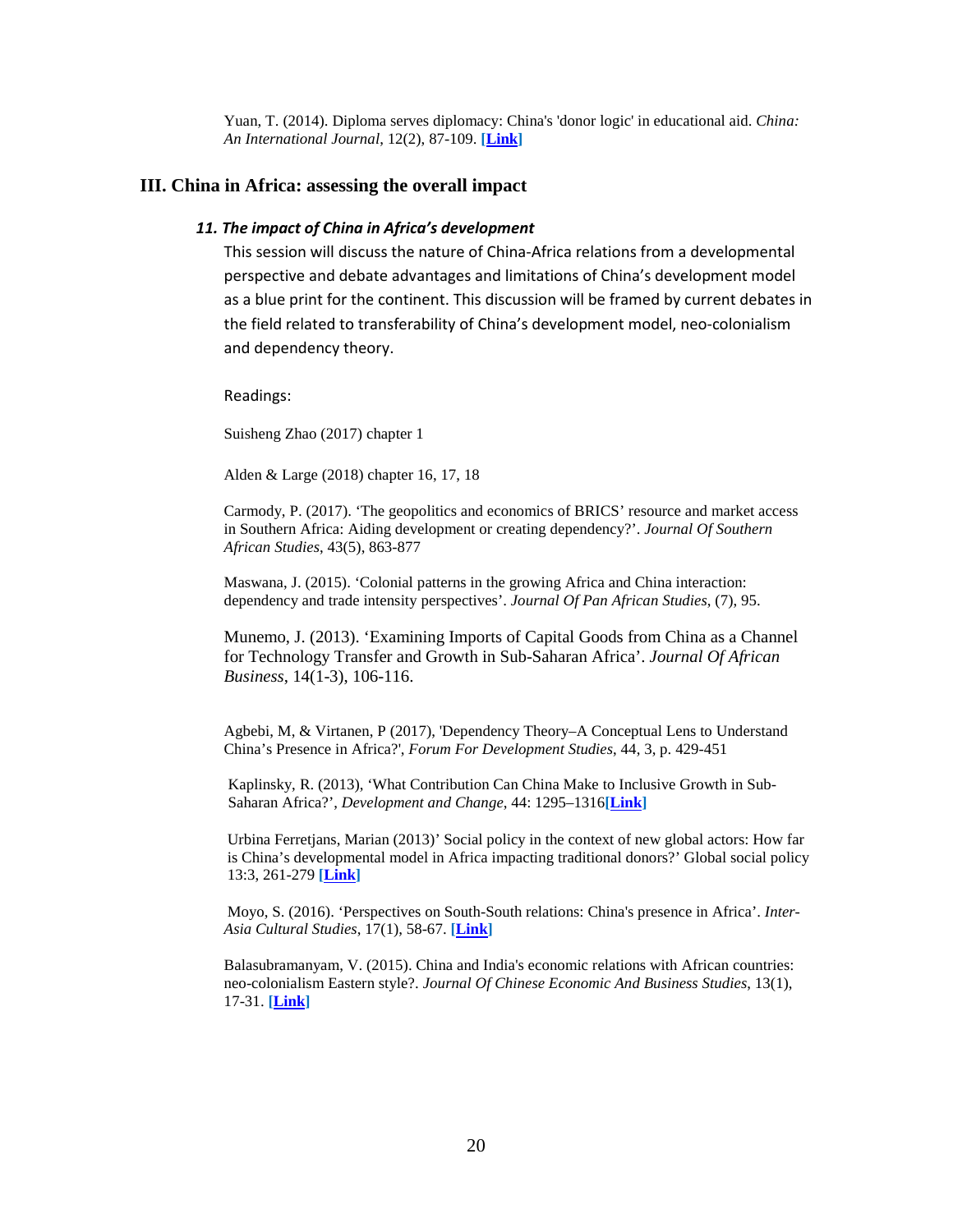Yuan, T. (2014). Diploma serves diplomacy: China's 'donor logic' in educational aid. *China: An International Journal*, 12(2), 87-109. **[Link]**

## III. China in Africa: assessing the overall impact

### *11. The impact of China in Africa's development*

This session will discuss the nature of China-Africa relations from a developmental perspective and debate advantages and limitations of China's development model as a blue print for the continent. This discussion will be framed by current debates in the field related to transferability of China's development model, neo-colonialism and dependency theory.

Readings:

Suisheng Zhao (2017) chapter 1

Alden & Large (2018) chapter 16, 17, 18

Carmody, P. (2017). 'The geopolitics and economics of BRICS' resource and market access in Southern Africa: Aiding development or creating dependency?'. *Journal Of Southern African Studies*, 43(5), 863-877

Maswana, J. (2015). 'Colonial patterns in the growing Africa and China interaction: dependency and trade intensity perspectives'. *Journal Of Pan African Studies*, (7), 95.

Munemo, J. (2013). 'Examining Imports of Capital Goods from China as a Channel for Technology Transfer and Growth in Sub-Saharan Africa'. *Journal Of African Business*, 14(1-3), 106-116.

Agbebi, M, & Virtanen, P (2017), 'Dependency Theory–A Conceptual Lens to Understand China's Presence in Africa?', *Forum For Development Studies*, 44, 3, p. 429-451

Kaplinsky, R. (2013), 'What Contribution Can China Make to Inclusive Growth in Sub-Saharan Africa?', *Development and Change*, 44: 1295–1316**[Link]**

Urbina Ferretjans, Marian (2013)' Social policy in the context of new global actors: How far is China's developmental model in Africa impacting traditional donors?' Global social policy 13:3, 261-279 **[Link]**

Moyo, S. (2016). 'Perspectives on South-South relations: China's presence in Africa'. *Inter-Asia Cultural Studies*, 17(1), 58-67. **[Link]**

Balasubramanyam, V. (2015). China and India's economic relations with African countries: neo-colonialism Eastern style?. *Journal Of Chinese Economic And Business Studies*, 13(1), 17-31. **[Link]**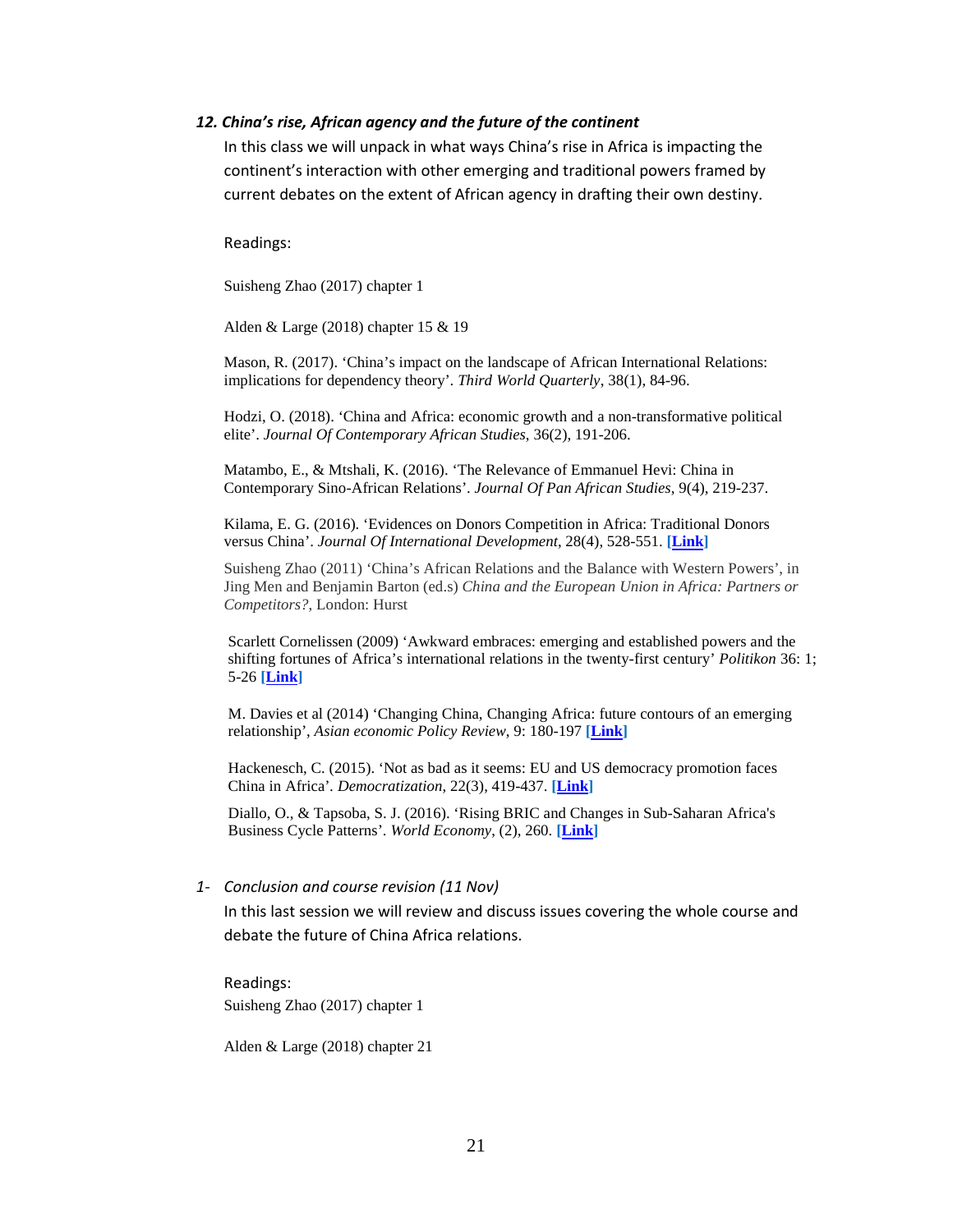### *12. China's rise, African agency and the future of the continent*

In this class we will unpack in what ways China's rise in Africa is impacting the continent's interaction with other emerging and traditional powers framed by current debates on the extent of African agency in drafting their own destiny.

Readings:

Suisheng Zhao (2017) chapter 1

Alden & Large (2018) chapter 15 & 19

Mason, R. (2017). 'China's impact on the landscape of African International Relations: implications for dependency theory'. *Third World Quarterly*, 38(1), 84-96.

Hodzi, O. (2018). 'China and Africa: economic growth and a non-transformative political elite'. *Journal Of Contemporary African Studies*, 36(2), 191-206.

Matambo, E., & Mtshali, K. (2016). 'The Relevance of Emmanuel Hevi: China in Contemporary Sino-African Relations'. *Journal Of Pan African Studies*, 9(4), 219-237.

Kilama, E. G. (2016). 'Evidences on Donors Competition in Africa: Traditional Donors versus China'. *Journal Of International Development*, 28(4), 528-551. **[Link]**

Suisheng Zhao (2011) 'China's African Relations and the Balance with Western Powers', in Jing Men and Benjamin Barton (ed.s) *China and the European Union in Africa: Partners or Competitors?*, London: Hurst

Scarlett Cornelissen (2009) 'Awkward embraces: emerging and established powers and the shifting fortunes of Africa's international relations in the twenty-first century' *Politikon* 36: 1; 5-26 **[Link]**

M. Davies et al (2014) 'Changing China, Changing Africa: future contours of an emerging relationship', *Asian economic Policy Review*, 9: 180-197 **[Link]**

Hackenesch, C. (2015). 'Not as bad as it seems: EU and US democracy promotion faces China in Africa'. *Democratization*, 22(3), 419-437. **[Link]**

Diallo, O., & Tapsoba, S. J. (2016). 'Rising BRIC and Changes in Sub-Saharan Africa's Business Cycle Patterns'. *World Economy*, (2), 260. **[Link]**

### *1- Conclusion and course revision (11 Nov)*

In this last session we will review and discuss issues covering the whole course and debate the future of China Africa relations.

Readings:

Suisheng Zhao (2017) chapter 1

Alden & Large (2018) chapter 21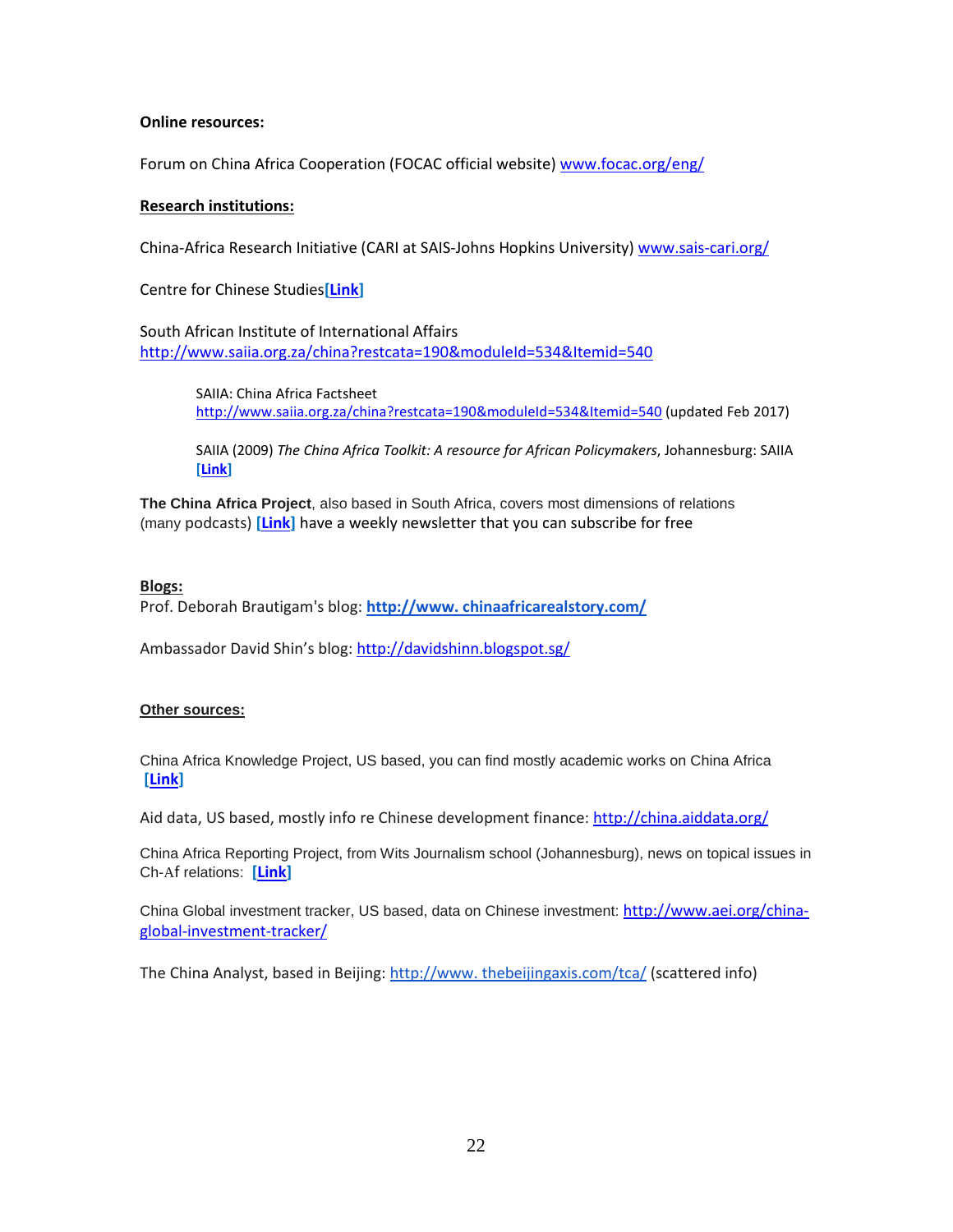**Online resources:**

Forum on China Africa Cooperation (FOCAC official website) www.focac.org/eng/

**Research institutions:**

China-Africa Research Initiative (CARI at SAIS-Johns Hopkins University) www.sais-cari.org/

Centre for Chinese Studies[Link]

South African Institute of International Affairs http://www.saiia.org.za/china?restcata=190&moduleId=534&Itemid=540

> SAIIA: China Africa Factsheet http://www.saiia.org.za/china?restcata=190&moduleId=534&Itemid=540 (updated Feb 2017)
>
> SAIIA (2009) *The China Africa Toolkit: A resource for African Policymakers*, Johannesburg: SAIIA [Link]

**The China Africa Project**, also based in South Africa, covers most dimensions of relations (many podcasts) [Link] have a weekly newsletter that you can subscribe for free

**Blogs:**

Prof. Deborah Brautigam's blog: **http://www. chinaafricarealstory.com/**

Ambassador David Shin's blog: http://davidshinn.blogspot.sg/

**Other sources:**

China Africa Knowledge Project, US based, you can find mostly academic works on China Africa [Link]

Aid data, US based, mostly info re Chinese development finance: http://china.aiddata.org/

China Africa Reporting Project, from Wits Journalism school (Johannesburg), news on topical issues in Ch-Af relations: [Link]

China Global investment tracker, US based, data on Chinese investment: http://www.aei.org/china-global-investment-tracker/

The China Analyst, based in Beijing: http://www. thebeijingaxis.com/tca/ (scattered info)